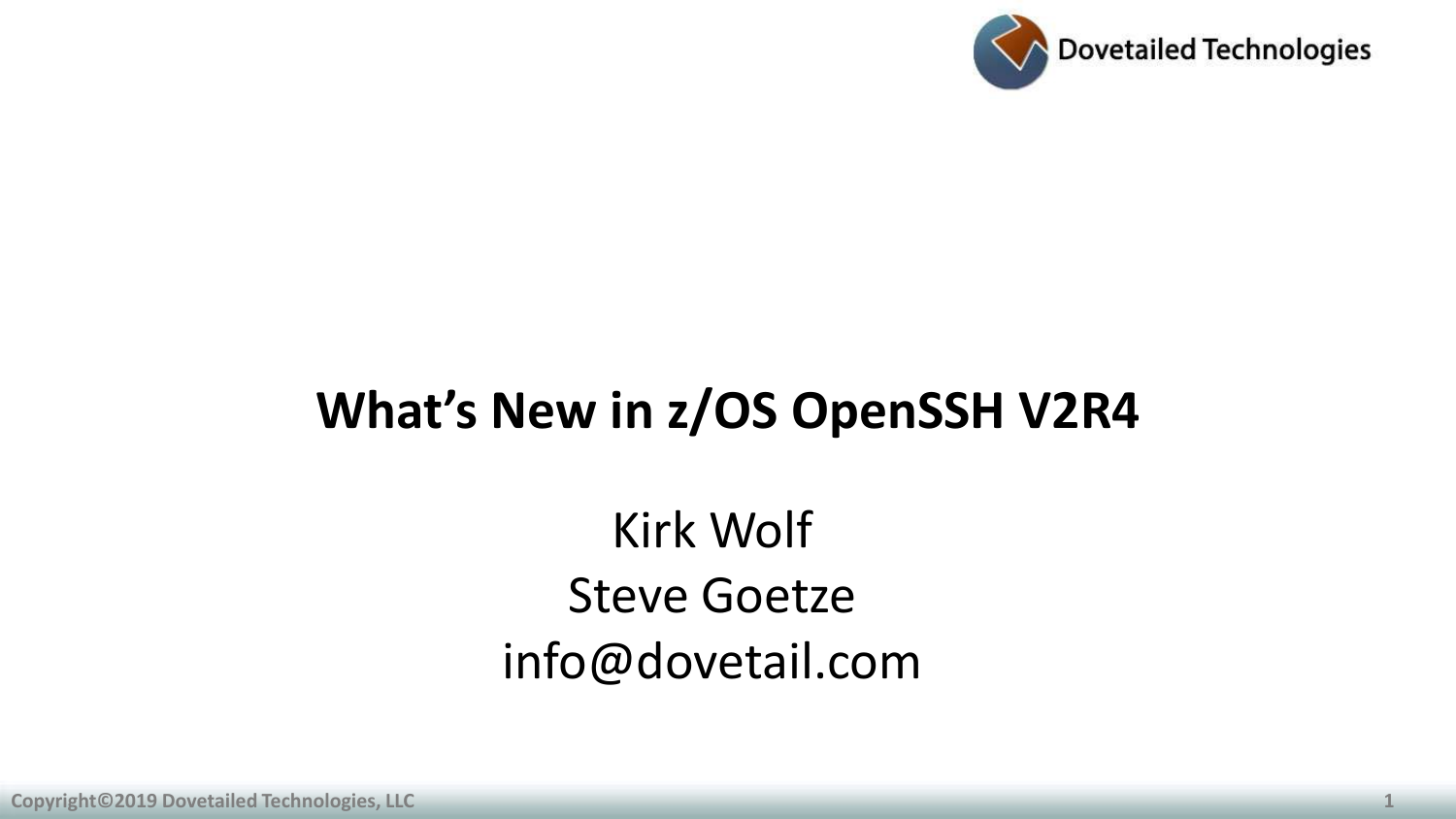Dovetailed Technologies

# What's New in z/OS OpenSSH V2R4

Kirk Wolf
Steve Goetze
info@dovetail.com

Copyright©2019 Dovetailed Technologies, LLC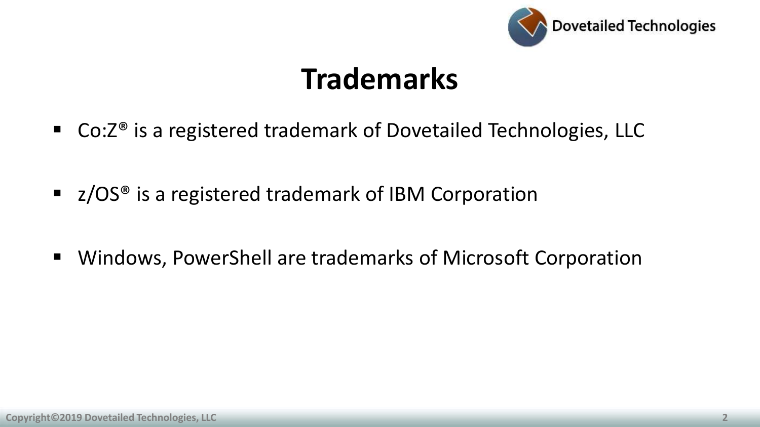# Trademarks

- Co:Z® is a registered trademark of Dovetailed Technologies, LLC
- z/OS® is a registered trademark of IBM Corporation
- Windows, PowerShell are trademarks of Microsoft Corporation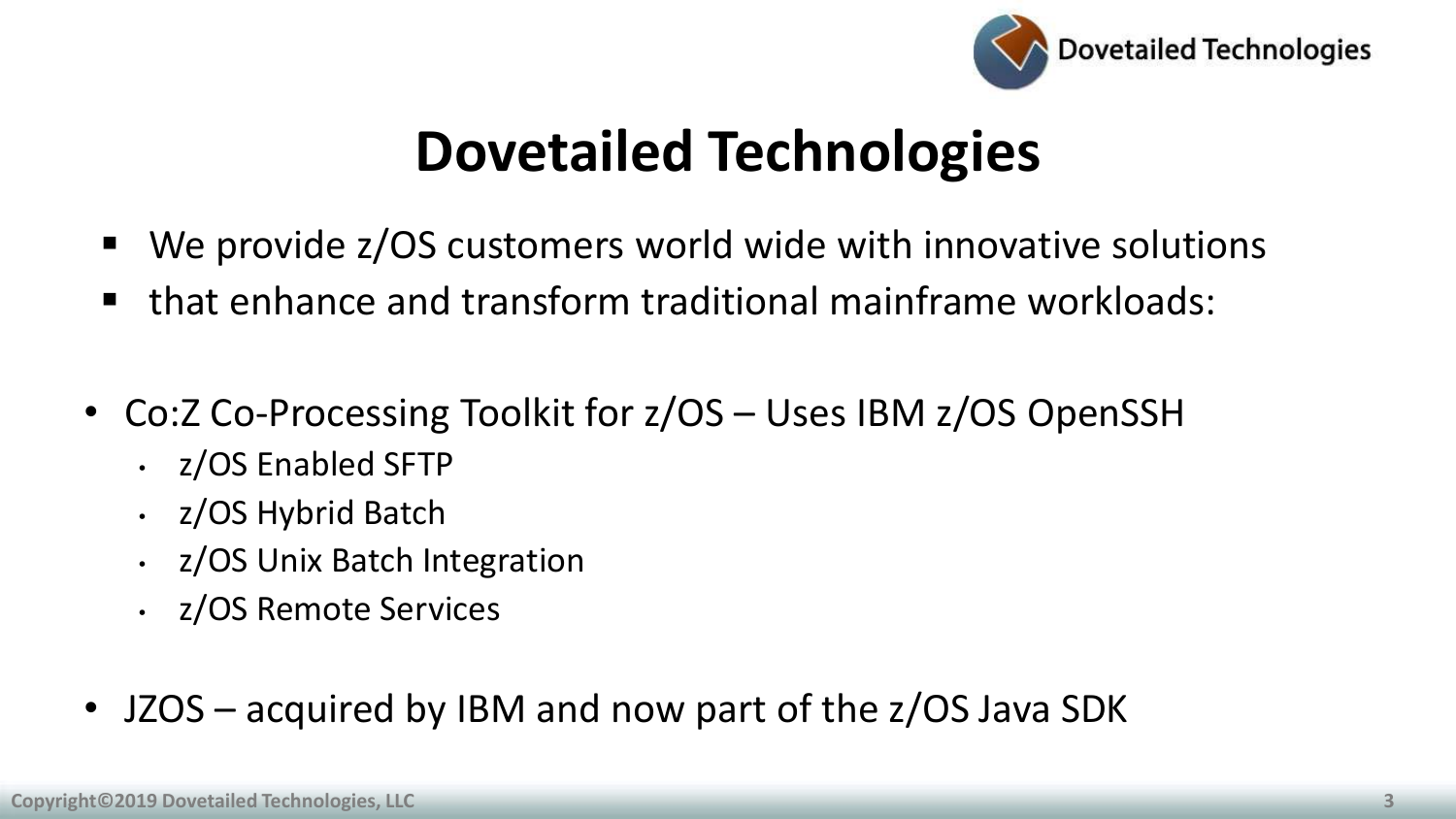# Dovetailed Technologies

- We provide z/OS customers world wide with innovative solutions
- that enhance and transform traditional mainframe workloads:

- Co:Z Co-Processing Toolkit for z/OS – Uses IBM z/OS OpenSSH
  - z/OS Enabled SFTP
  - z/OS Hybrid Batch
  - z/OS Unix Batch Integration
  - z/OS Remote Services

- JZOS – acquired by IBM and now part of the z/OS Java SDK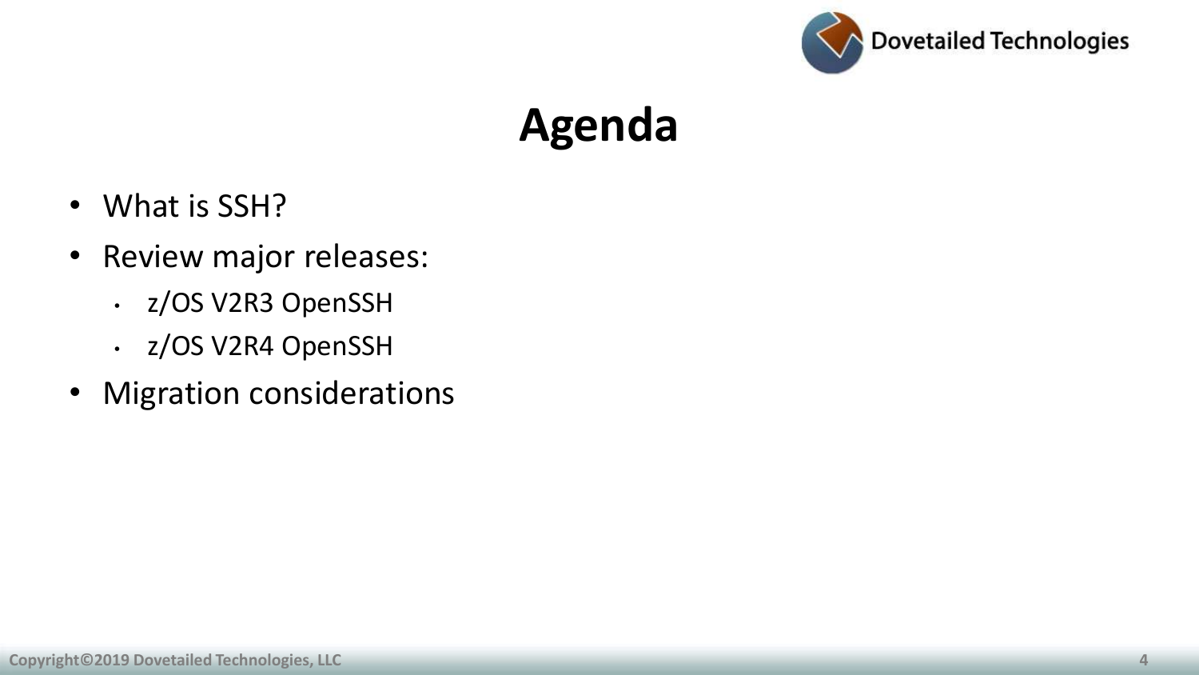# Agenda

- What is SSH?
- Review major releases:
  - z/OS V2R3 OpenSSH
  - z/OS V2R4 OpenSSH
- Migration considerations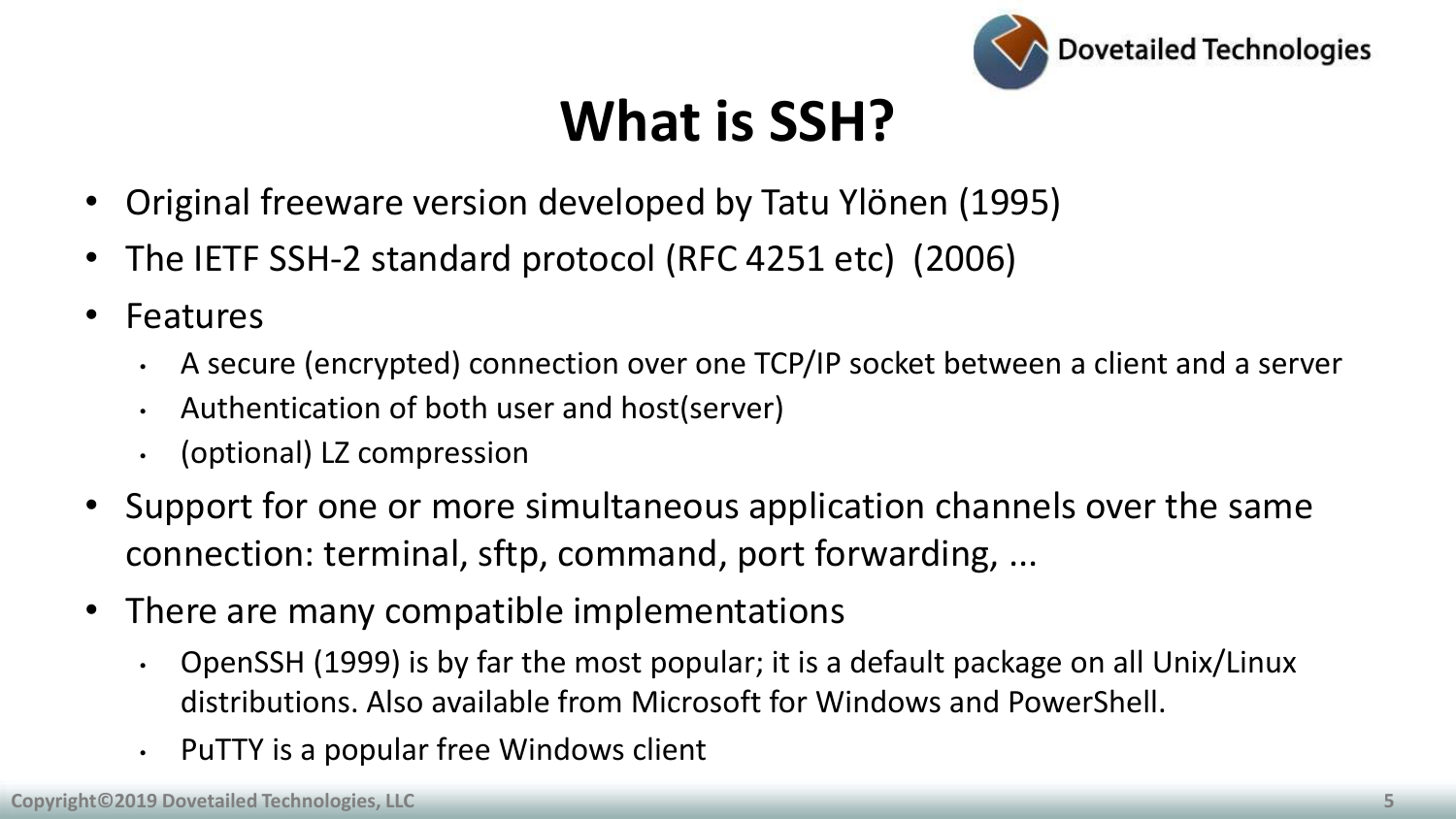# What is SSH?

- Original freeware version developed by Tatu Ylönen (1995)
- The IETF SSH-2 standard protocol (RFC 4251 etc) (2006)
- Features
  - A secure (encrypted) connection over one TCP/IP socket between a client and a server
  - Authentication of both user and host(server)
  - (optional) LZ compression
- Support for one or more simultaneous application channels over the same connection: terminal, sftp, command, port forwarding, ...
- There are many compatible implementations
  - OpenSSH (1999) is by far the most popular; it is a default package on all Unix/Linux distributions. Also available from Microsoft for Windows and PowerShell.
  - PuTTY is a popular free Windows client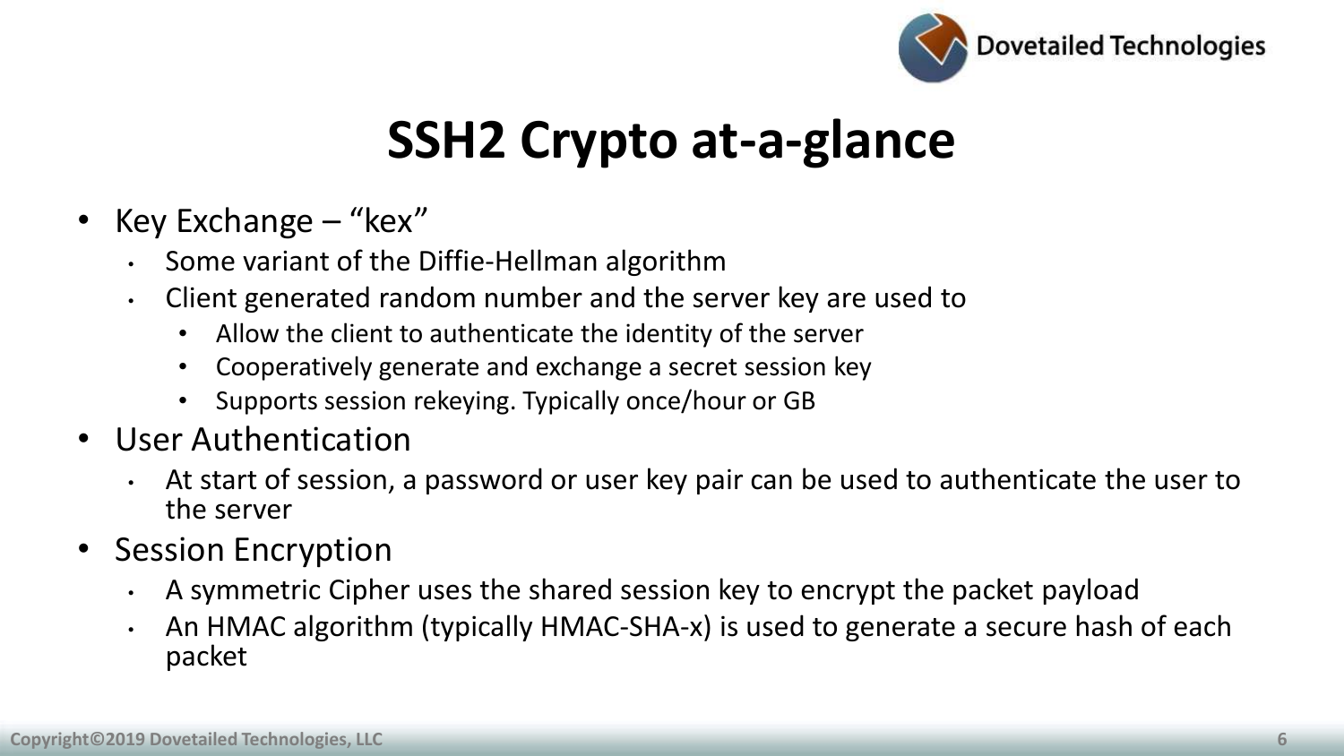# SSH2 Crypto at-a-glance

- Key Exchange – "kex"
  - Some variant of the Diffie-Hellman algorithm
  - Client generated random number and the server key are used to
    - Allow the client to authenticate the identity of the server
    - Cooperatively generate and exchange a secret session key
    - Supports session rekeying. Typically once/hour or GB
- User Authentication
  - At start of session, a password or user key pair can be used to authenticate the user to the server
- Session Encryption
  - A symmetric Cipher uses the shared session key to encrypt the packet payload
  - An HMAC algorithm (typically HMAC-SHA-x) is used to generate a secure hash of each packet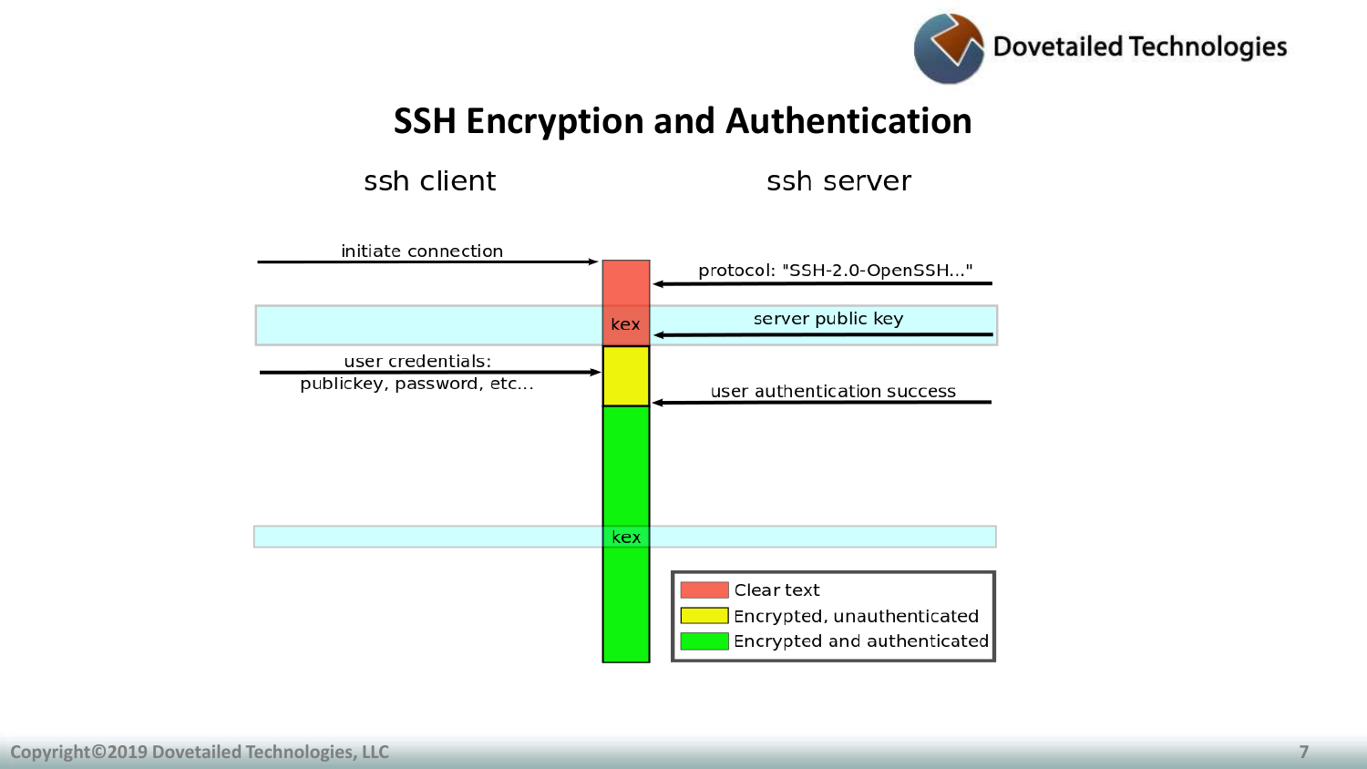# SSH Encryption and Authentication

ssh client

ssh server

initiate connection

protocol: "SSH-2.0-OpenSSH..."

kex

server public key

user credentials:
publickey, password, etc...

user authentication success

kex

- Clear text
- Encrypted, unauthenticated
- Encrypted and authenticated

Copyright©2019 Dovetailed Technologies, LLC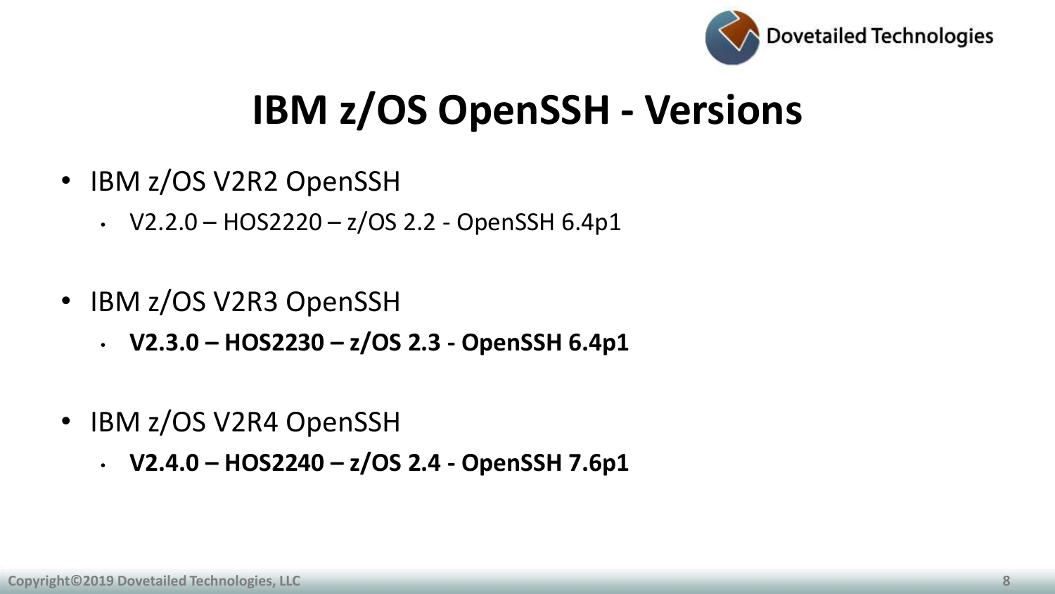# IBM z/OS OpenSSH - Versions

- IBM z/OS V2R2 OpenSSH
  - V2.2.0 – HOS2220 – z/OS 2.2 - OpenSSH 6.4p1

- IBM z/OS V2R3 OpenSSH
  - **V2.3.0 – HOS2230 – z/OS 2.3 - OpenSSH 6.4p1**

- IBM z/OS V2R4 OpenSSH
  - **V2.4.0 – HOS2240 – z/OS 2.4 - OpenSSH 7.6p1**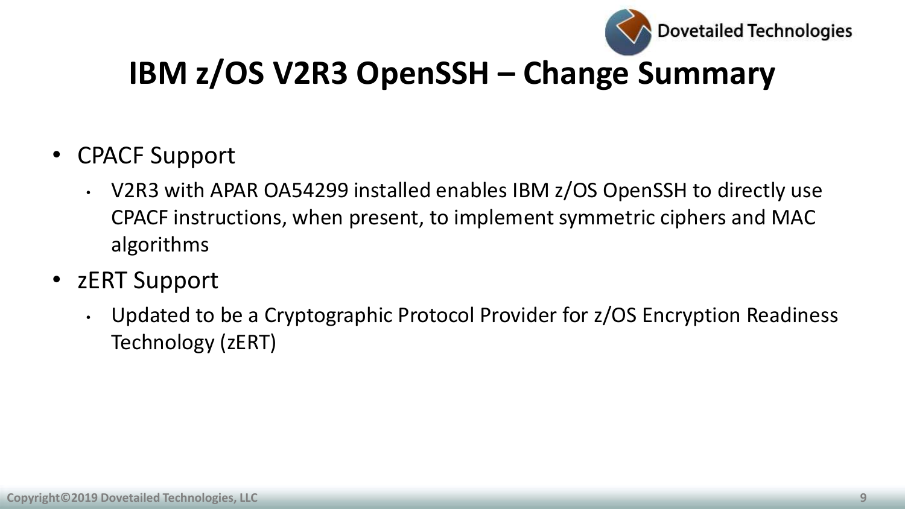# IBM z/OS V2R3 OpenSSH – Change Summary

- CPACF Support
  - V2R3 with APAR OA54299 installed enables IBM z/OS OpenSSH to directly use CPACF instructions, when present, to implement symmetric ciphers and MAC algorithms
- zERT Support
  - Updated to be a Cryptographic Protocol Provider for z/OS Encryption Readiness Technology (zERT)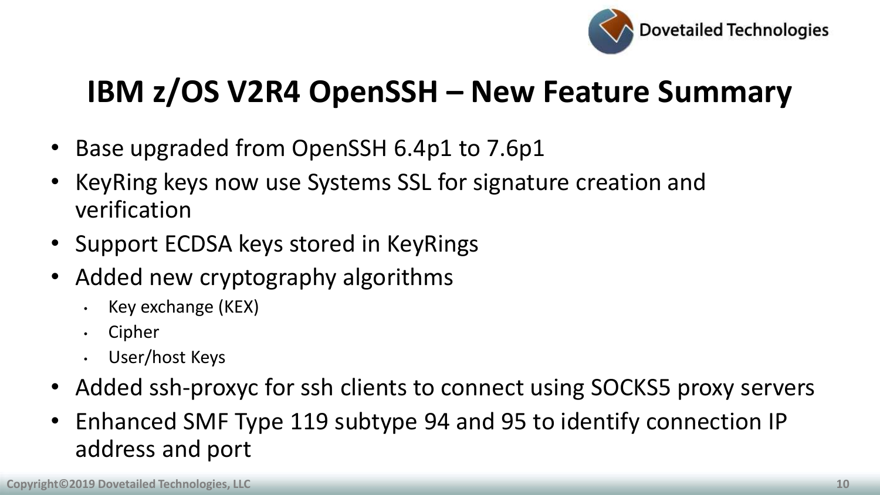# IBM z/OS V2R4 OpenSSH – New Feature Summary

- Base upgraded from OpenSSH 6.4p1 to 7.6p1
- KeyRing keys now use Systems SSL for signature creation and verification
- Support ECDSA keys stored in KeyRings
- Added new cryptography algorithms
  - Key exchange (KEX)
  - Cipher
  - User/host Keys
- Added ssh-proxyc for ssh clients to connect using SOCKS5 proxy servers
- Enhanced SMF Type 119 subtype 94 and 95 to identify connection IP address and port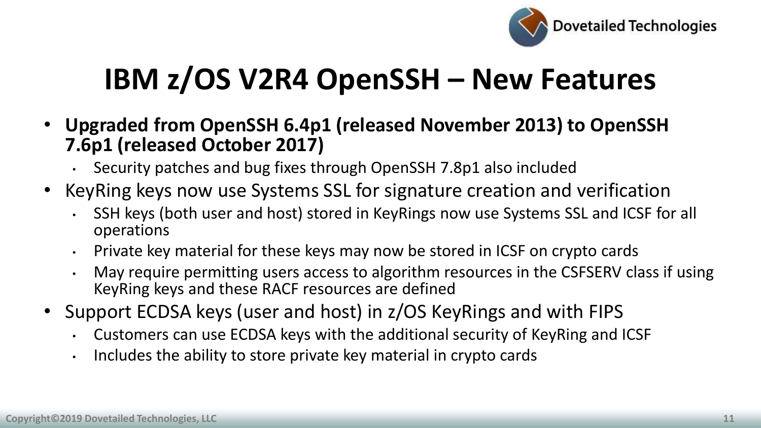# IBM z/OS V2R4 OpenSSH – New Features

- **Upgraded from OpenSSH 6.4p1 (released November 2013) to OpenSSH 7.6p1 (released October 2017)**
  - Security patches and bug fixes through OpenSSH 7.8p1 also included
- KeyRing keys now use Systems SSL for signature creation and verification
  - SSH keys (both user and host) stored in KeyRings now use Systems SSL and ICSF for all operations
  - Private key material for these keys may now be stored in ICSF on crypto cards
  - May require permitting users access to algorithm resources in the CSFSERV class if using KeyRing keys and these RACF resources are defined
- Support ECDSA keys (user and host) in z/OS KeyRings and with FIPS
  - Customers can use ECDSA keys with the additional security of KeyRing and ICSF
  - Includes the ability to store private key material in crypto cards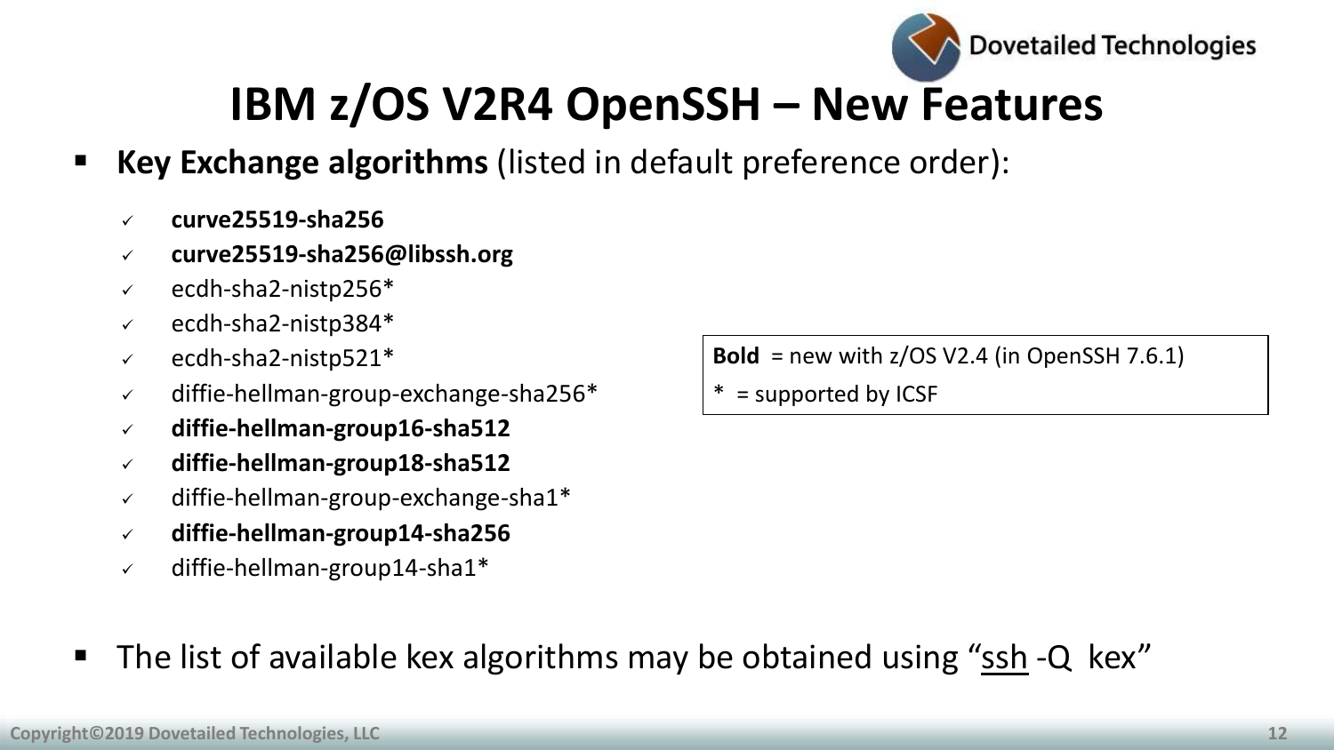# IBM z/OS V2R4 OpenSSH – New Features

- **Key Exchange algorithms** (listed in default preference order):
  - ✓ **curve25519-sha256**
  - ✓ **curve25519-sha256@libssh.org**
  - ✓ ecdh-sha2-nistp256*
  - ✓ ecdh-sha2-nistp384*
  - ✓ ecdh-sha2-nistp521*
  - ✓ diffie-hellman-group-exchange-sha256*
  - ✓ **diffie-hellman-group16-sha512**
  - ✓ **diffie-hellman-group18-sha512**
  - ✓ diffie-hellman-group-exchange-sha1*
  - ✓ **diffie-hellman-group14-sha256**
  - ✓ diffie-hellman-group14-sha1*

**Bold** = new with z/OS V2.4 (in OpenSSH 7.6.1)

* = supported by ICSF

- The list of available kex algorithms may be obtained using "ssh -Q kex"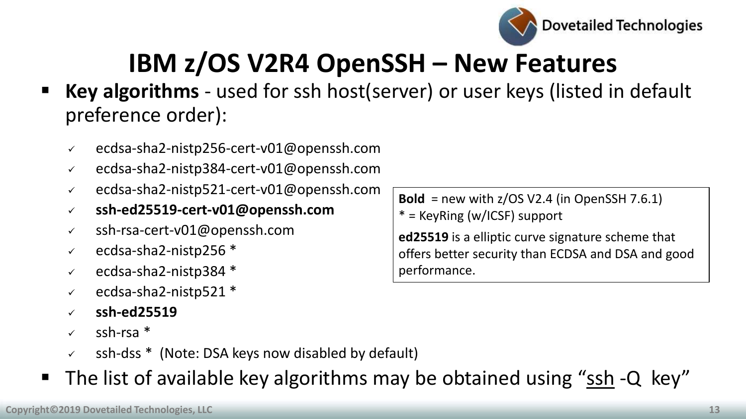# IBM z/OS V2R4 OpenSSH – New Features

- **Key algorithms** - used for ssh host(server) or user keys (listed in default preference order):
  - ✓ ecdsa-sha2-nistp256-cert-v01@openssh.com
  - ✓ ecdsa-sha2-nistp384-cert-v01@openssh.com
  - ✓ ecdsa-sha2-nistp521-cert-v01@openssh.com
  - ✓ **ssh-ed25519-cert-v01@openssh.com**
  - ✓ ssh-rsa-cert-v01@openssh.com
  - ✓ ecdsa-sha2-nistp256 *
  - ✓ ecdsa-sha2-nistp384 *
  - ✓ ecdsa-sha2-nistp521 *
  - ✓ **ssh-ed25519**
  - ✓ ssh-rsa *
  - ✓ ssh-dss * (Note: DSA keys now disabled by default)
- The list of available key algorithms may be obtained using "ssh -Q key"

> **Bold** = new with z/OS V2.4 (in OpenSSH 7.6.1)
> * = KeyRing (w/ICSF) support
>
> **ed25519** is a elliptic curve signature scheme that offers better security than ECDSA and DSA and good performance.

Copyright©2019 Dovetailed Technologies, LLC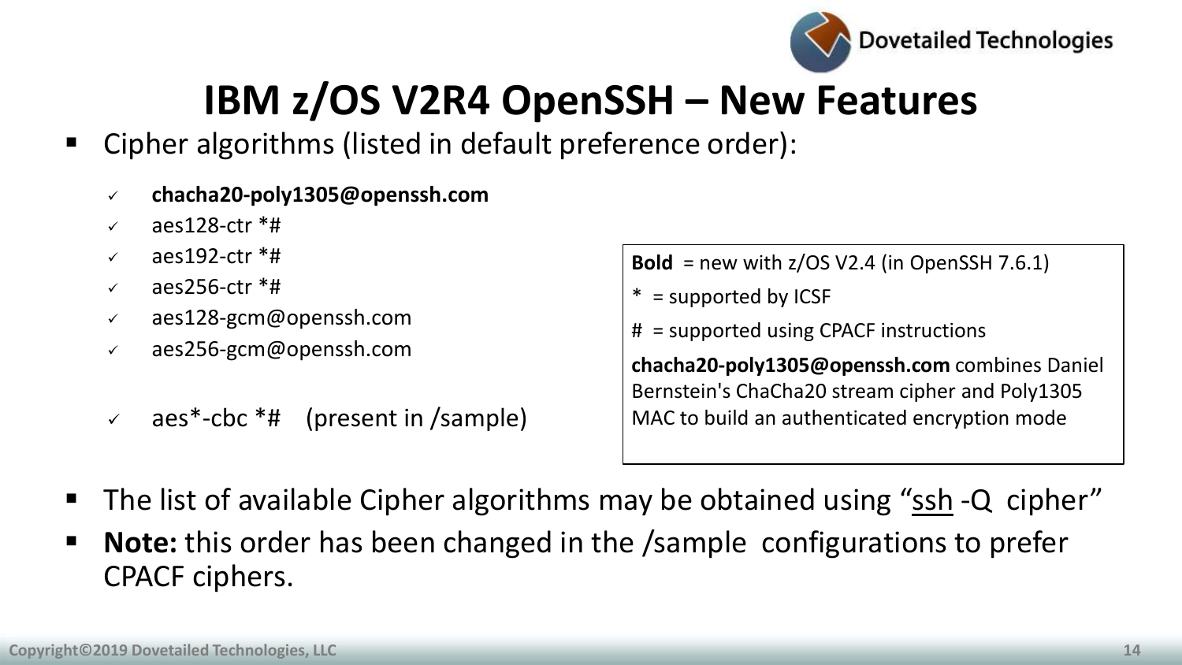# IBM z/OS V2R4 OpenSSH – New Features

- Cipher algorithms (listed in default preference order):
  - ✓ **chacha20-poly1305@openssh.com**
  - ✓ aes128-ctr *#
  - ✓ aes192-ctr *#
  - ✓ aes256-ctr *#
  - ✓ aes128-gcm@openssh.com
  - ✓ aes256-gcm@openssh.com
  - ✓ aes*-cbc *# (present in /sample)

**Bold** = new with z/OS V2.4 (in OpenSSH 7.6.1)

\* = supported by ICSF

\# = supported using CPACF instructions

**chacha20-poly1305@openssh.com** combines Daniel Bernstein's ChaCha20 stream cipher and Poly1305 MAC to build an authenticated encryption mode

- The list of available Cipher algorithms may be obtained using "ssh -Q cipher"
- **Note:** this order has been changed in the /sample configurations to prefer CPACF ciphers.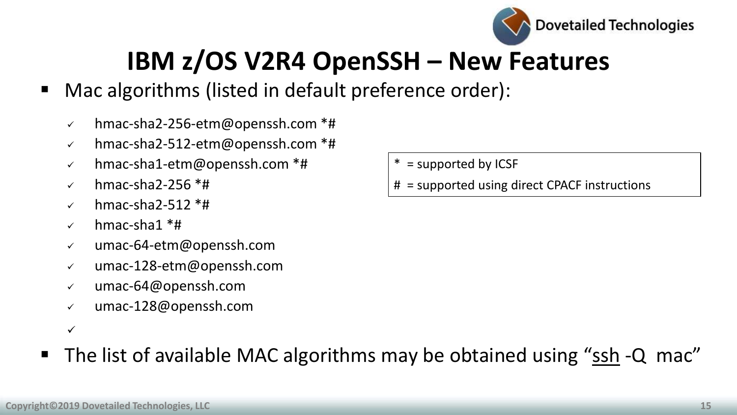# IBM z/OS V2R4 OpenSSH – New Features

- Mac algorithms (listed in default preference order):
  - hmac-sha2-256-etm@openssh.com *#
  - hmac-sha2-512-etm@openssh.com *#
  - hmac-sha1-etm@openssh.com *#
  - hmac-sha2-256 *#
  - hmac-sha2-512 *#
  - hmac-sha1 *#
  - umac-64-etm@openssh.com
  - umac-128-etm@openssh.com
  - umac-64@openssh.com
  - umac-128@openssh.com

* = supported by ICSF

# = supported using direct CPACF instructions

- The list of available MAC algorithms may be obtained using "ssh -Q mac"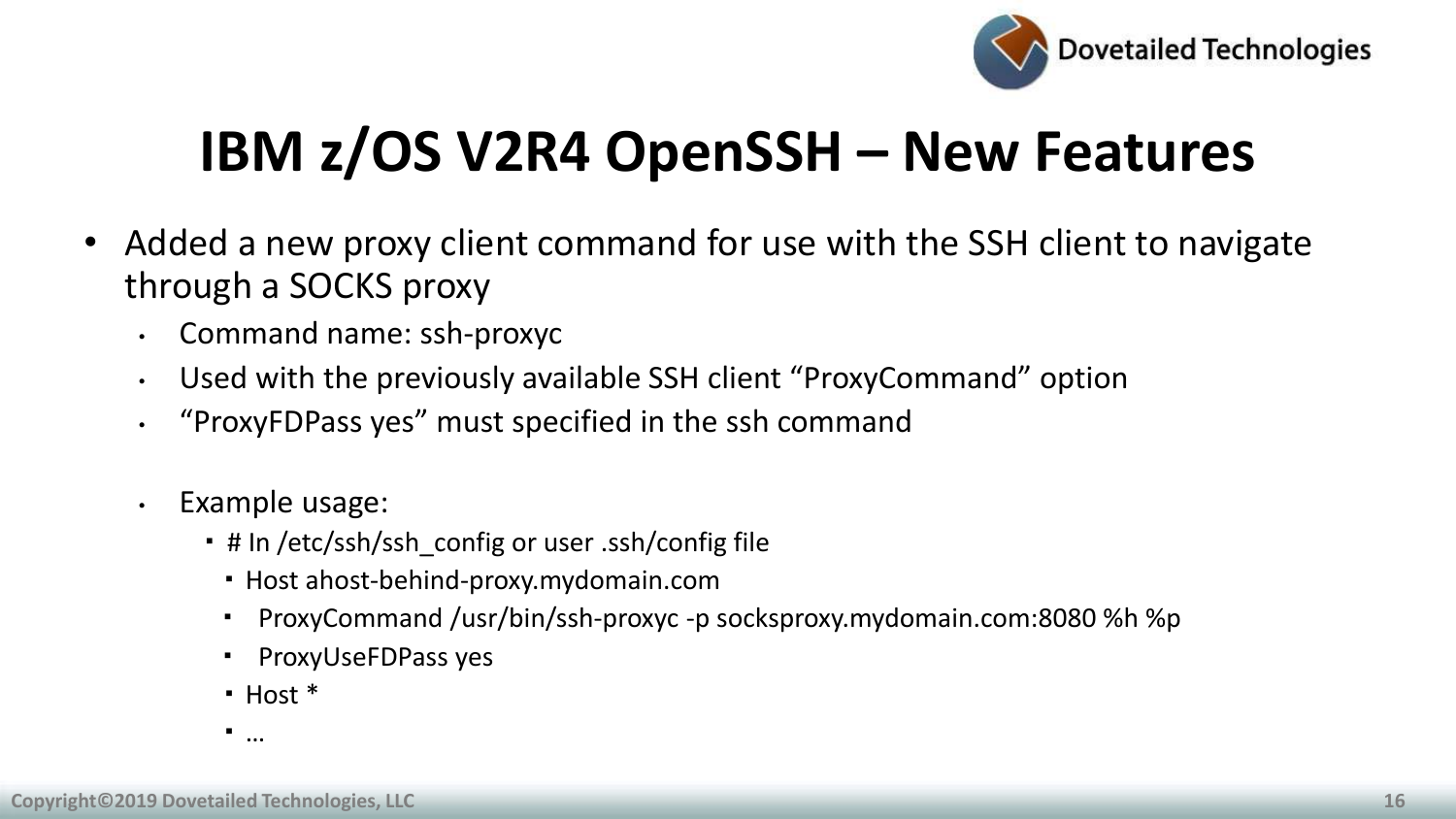# IBM z/OS V2R4 OpenSSH – New Features

- Added a new proxy client command for use with the SSH client to navigate through a SOCKS proxy
  - Command name: ssh-proxyc
  - Used with the previously available SSH client "ProxyCommand" option
  - "ProxyFDPass yes" must specified in the ssh command

  - Example usage:
    - # In /etc/ssh/ssh_config or user .ssh/config file
      - Host ahost-behind-proxy.mydomain.com
      - ProxyCommand /usr/bin/ssh-proxyc -p socksproxy.mydomain.com:8080 %h %p
      - ProxyUseFDPass yes
      - Host *
      - …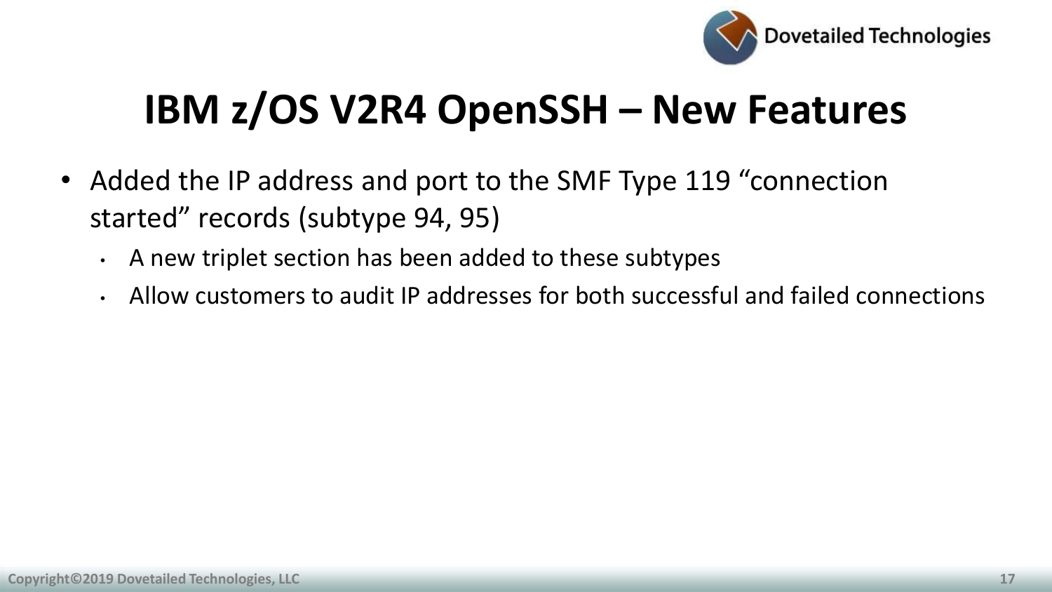# IBM z/OS V2R4 OpenSSH – New Features

- Added the IP address and port to the SMF Type 119 "connection started" records (subtype 94, 95)
  - A new triplet section has been added to these subtypes
  - Allow customers to audit IP addresses for both successful and failed connections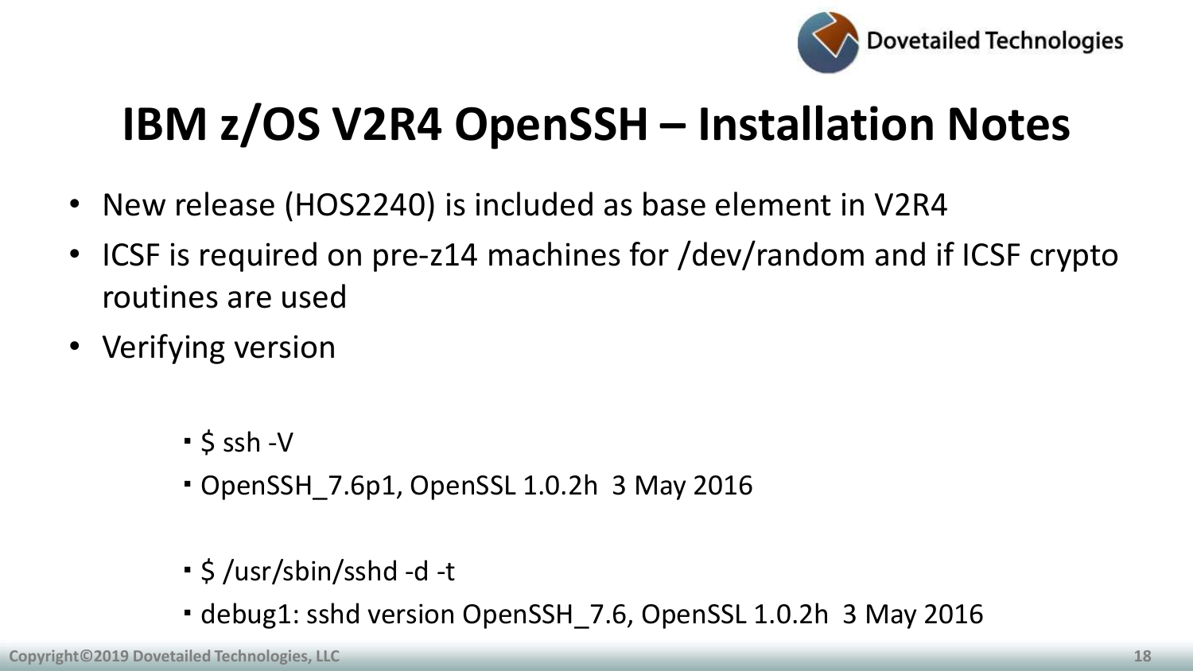# IBM z/OS V2R4 OpenSSH – Installation Notes

- New release (HOS2240) is included as base element in V2R4
- ICSF is required on pre-z14 machines for /dev/random and if ICSF crypto routines are used
- Verifying version
  - $ ssh -V
  - OpenSSH_7.6p1, OpenSSL 1.0.2h  3 May 2016
  - $ /usr/sbin/sshd -d -t
  - debug1: sshd version OpenSSH_7.6, OpenSSL 1.0.2h  3 May 2016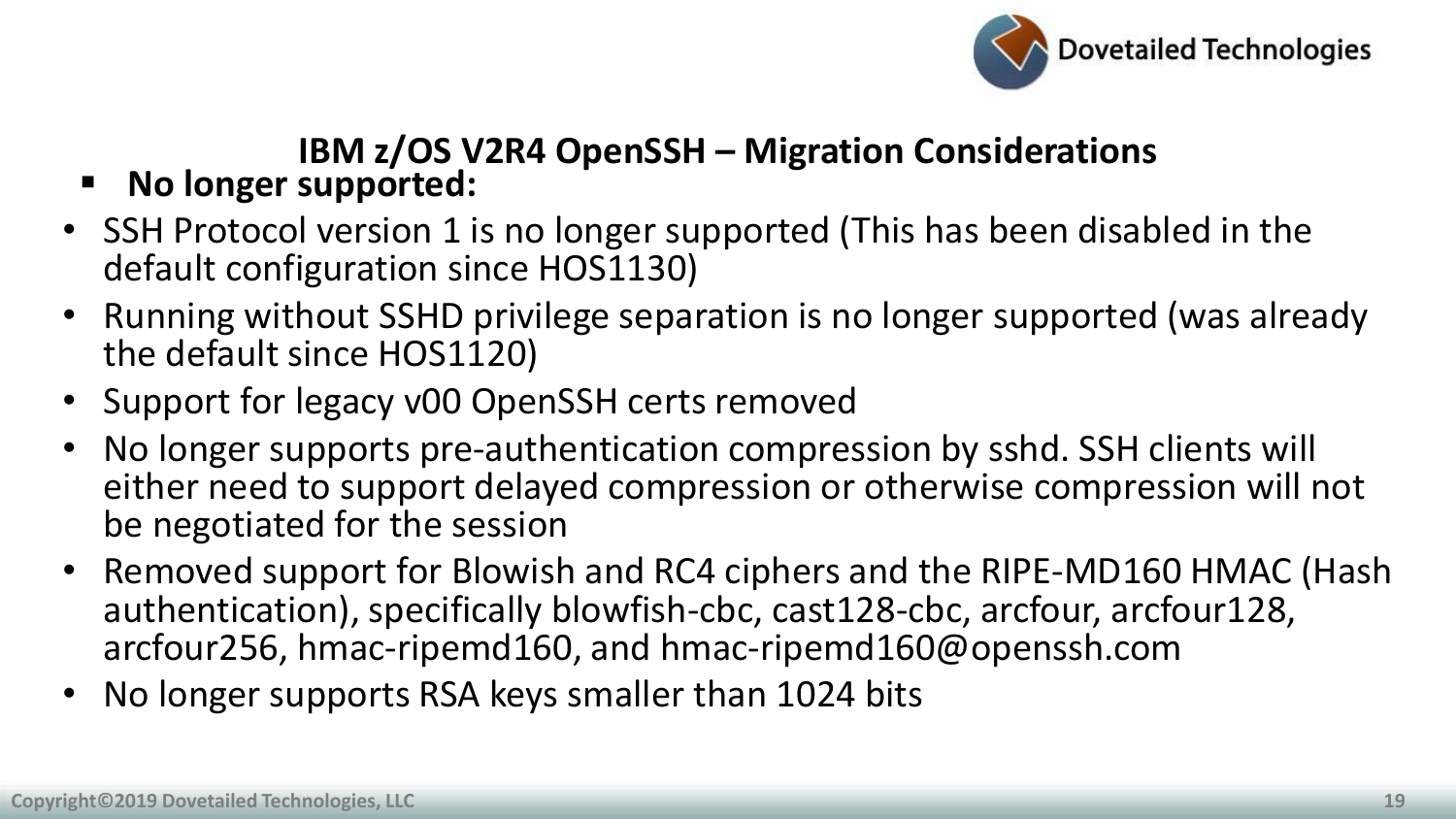# IBM z/OS V2R4 OpenSSH – Migration Considerations

- **No longer supported:**

- SSH Protocol version 1 is no longer supported (This has been disabled in the default configuration since HOS1130)
- Running without SSHD privilege separation is no longer supported (was already the default since HOS1120)
- Support for legacy v00 OpenSSH certs removed
- No longer supports pre-authentication compression by sshd. SSH clients will either need to support delayed compression or otherwise compression will not be negotiated for the session
- Removed support for Blowish and RC4 ciphers and the RIPE-MD160 HMAC (Hash authentication), specifically blowfish-cbc, cast128-cbc, arcfour, arcfour128, arcfour256, hmac-ripemd160, and hmac-ripemd160@openssh.com
- No longer supports RSA keys smaller than 1024 bits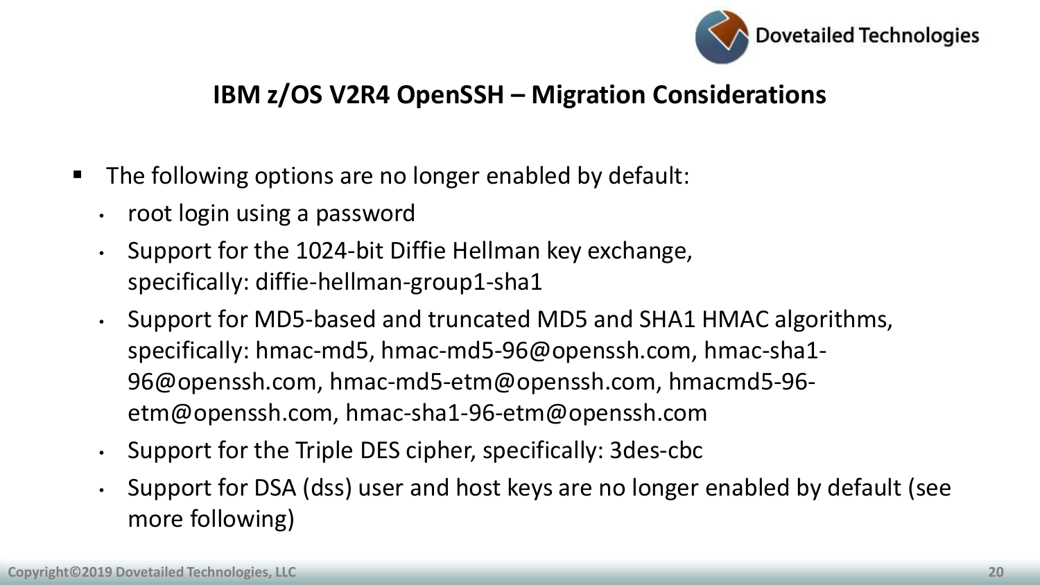## IBM z/OS V2R4 OpenSSH – Migration Considerations

- The following options are no longer enabled by default:
  - root login using a password
  - Support for the 1024-bit Diffie Hellman key exchange, specifically: diffie-hellman-group1-sha1
  - Support for MD5-based and truncated MD5 and SHA1 HMAC algorithms, specifically: hmac-md5, hmac-md5-96@openssh.com, hmac-sha1-96@openssh.com, hmac-md5-etm@openssh.com, hmacmd5-96-etm@openssh.com, hmac-sha1-96-etm@openssh.com
  - Support for the Triple DES cipher, specifically: 3des-cbc
  - Support for DSA (dss) user and host keys are no longer enabled by default (see more following)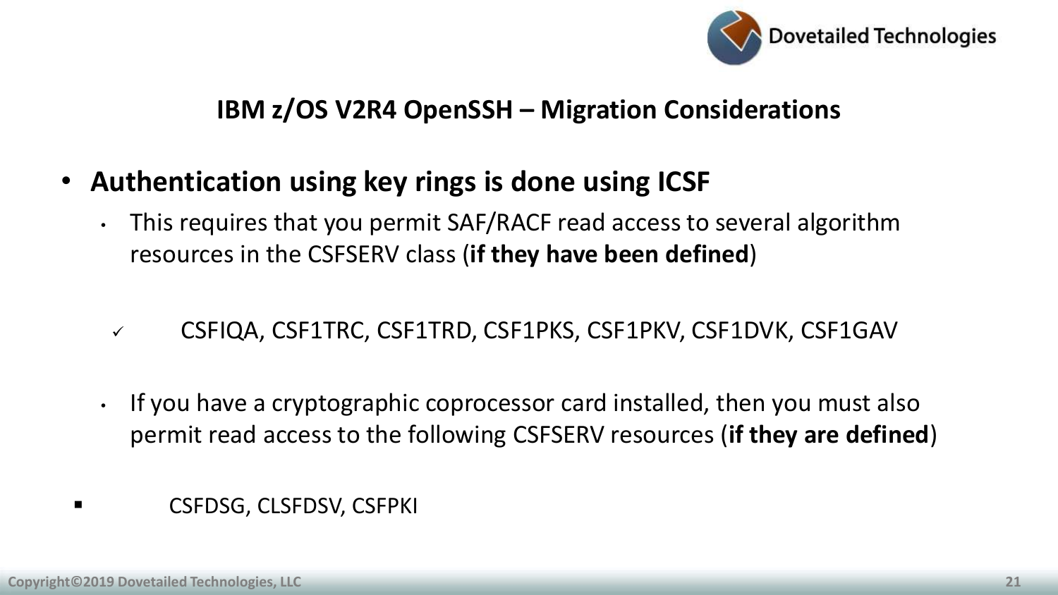## IBM z/OS V2R4 OpenSSH – Migration Considerations

- **Authentication using key rings is done using ICSF**
  - This requires that you permit SAF/RACF read access to several algorithm resources in the CSFSERV class (**if they have been defined**)
    - ✓ CSFIQA, CSF1TRC, CSF1TRD, CSF1PKS, CSF1PKV, CSF1DVK, CSF1GAV
  - If you have a cryptographic coprocessor card installed, then you must also permit read access to the following CSFSERV resources (**if they are defined**)
    - CSFDSG, CLSFDSV, CSFPKI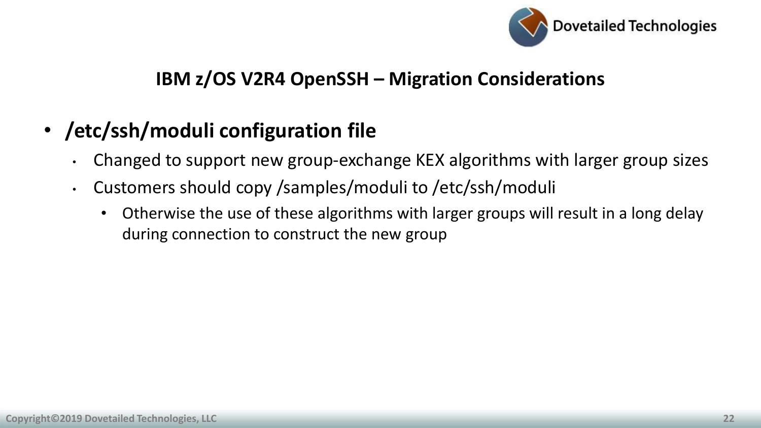## IBM z/OS V2R4 OpenSSH – Migration Considerations

- **/etc/ssh/moduli configuration file**
  - Changed to support new group-exchange KEX algorithms with larger group sizes
  - Customers should copy /samples/moduli to /etc/ssh/moduli
    - Otherwise the use of these algorithms with larger groups will result in a long delay during connection to construct the new group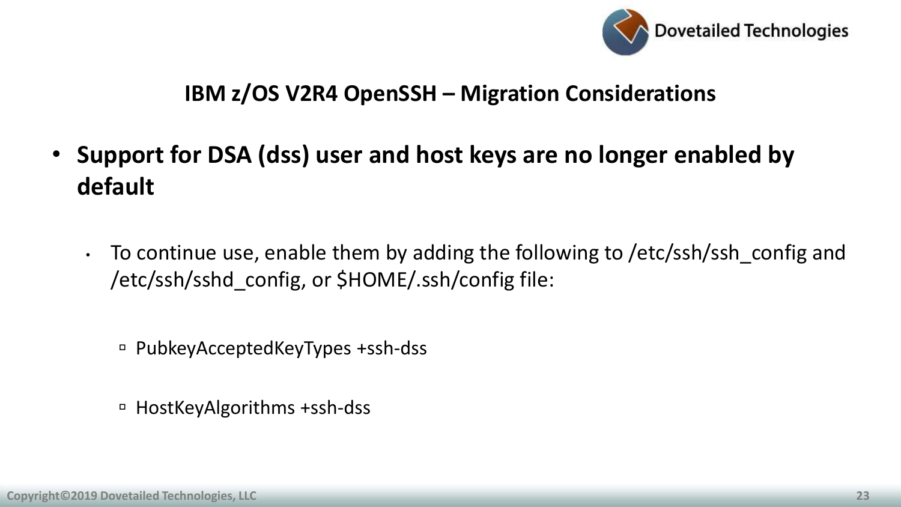# IBM z/OS V2R4 OpenSSH – Migration Considerations

- **Support for DSA (dss) user and host keys are no longer enabled by default**
  - To continue use, enable them by adding the following to /etc/ssh/ssh_config and /etc/ssh/sshd_config, or $HOME/.ssh/config file:
    - PubkeyAcceptedKeyTypes +ssh-dss
    - HostKeyAlgorithms +ssh-dss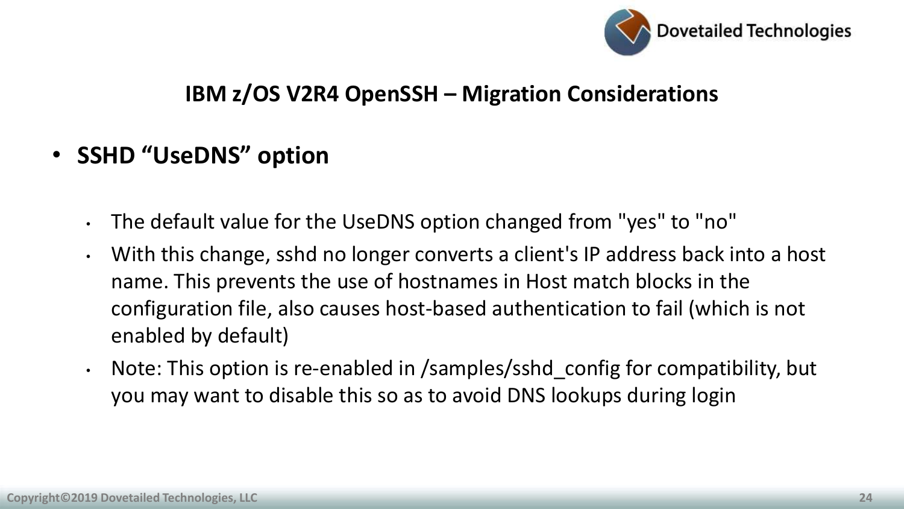# IBM z/OS V2R4 OpenSSH – Migration Considerations

- **SSHD "UseDNS" option**
  - The default value for the UseDNS option changed from "yes" to "no"
  - With this change, sshd no longer converts a client's IP address back into a host name. This prevents the use of hostnames in Host match blocks in the configuration file, also causes host-based authentication to fail (which is not enabled by default)
  - Note: This option is re-enabled in /samples/sshd_config for compatibility, but you may want to disable this so as to avoid DNS lookups during login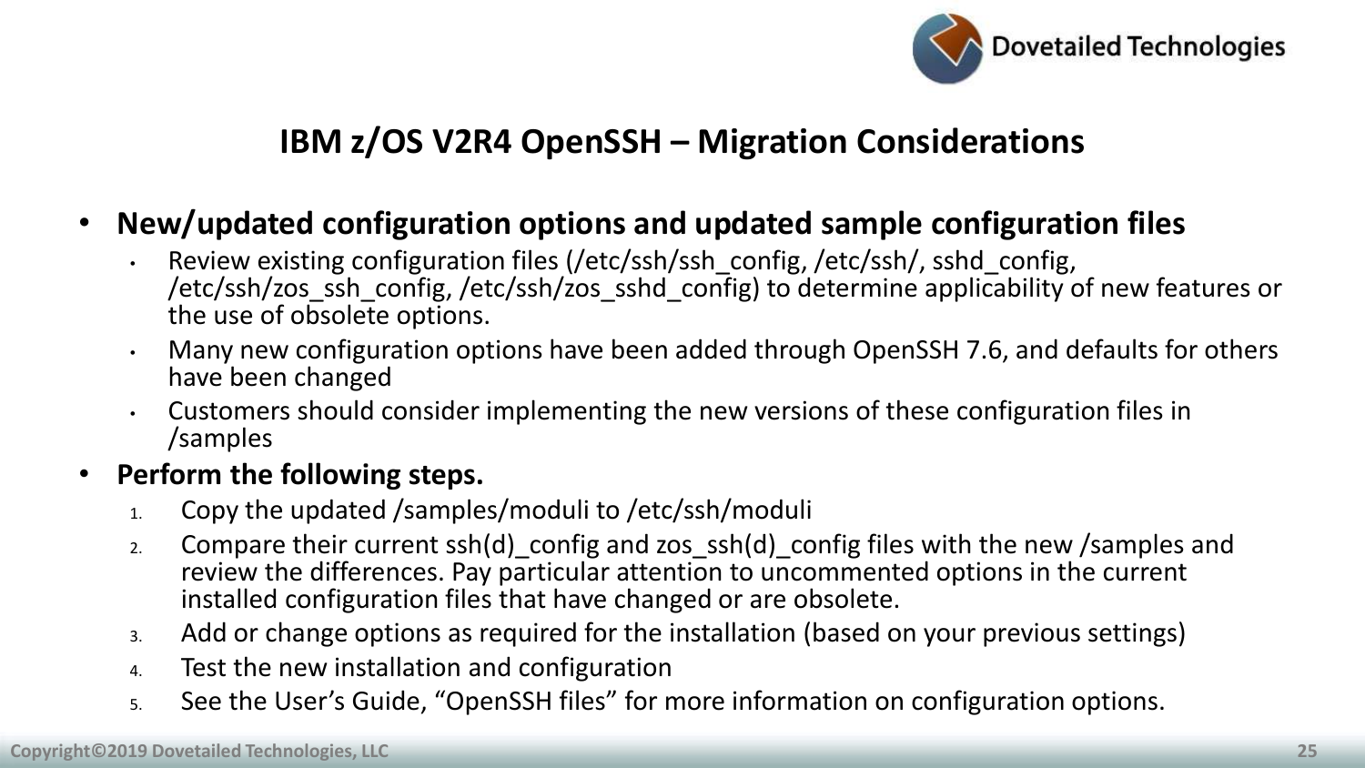## IBM z/OS V2R4 OpenSSH – Migration Considerations

- **New/updated configuration options and updated sample configuration files**
  - Review existing configuration files (/etc/ssh/ssh_config, /etc/ssh/, sshd_config, /etc/ssh/zos_ssh_config, /etc/ssh/zos_sshd_config) to determine applicability of new features or the use of obsolete options.
  - Many new configuration options have been added through OpenSSH 7.6, and defaults for others have been changed
  - Customers should consider implementing the new versions of these configuration files in /samples
- **Perform the following steps.**
  1. Copy the updated /samples/moduli to /etc/ssh/moduli
  2. Compare their current ssh(d)_config and zos_ssh(d)_config files with the new /samples and review the differences. Pay particular attention to uncommented options in the current installed configuration files that have changed or are obsolete.
  3. Add or change options as required for the installation (based on your previous settings)
  4. Test the new installation and configuration
  5. See the User's Guide, "OpenSSH files" for more information on configuration options.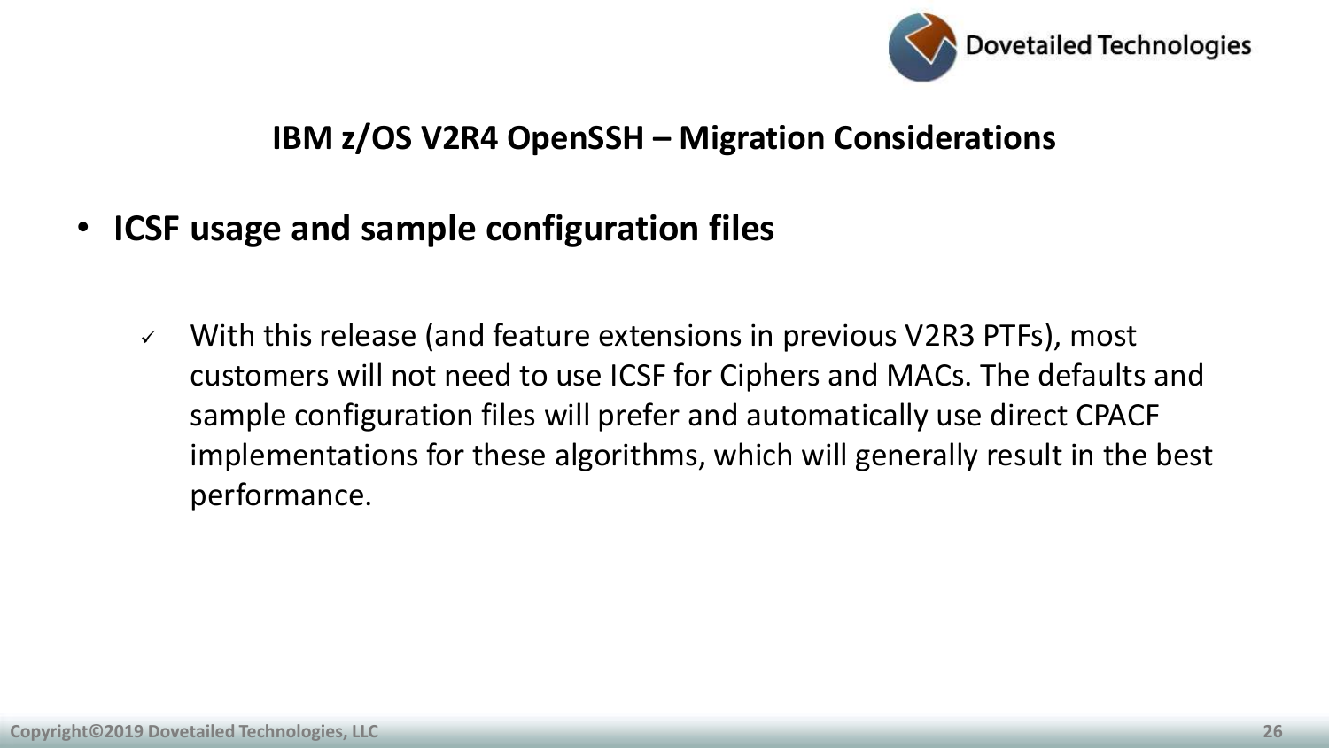## IBM z/OS V2R4 OpenSSH – Migration Considerations

- **ICSF usage and sample configuration files**

  - ✓ With this release (and feature extensions in previous V2R3 PTFs), most customers will not need to use ICSF for Ciphers and MACs. The defaults and sample configuration files will prefer and automatically use direct CPACF implementations for these algorithms, which will generally result in the best performance.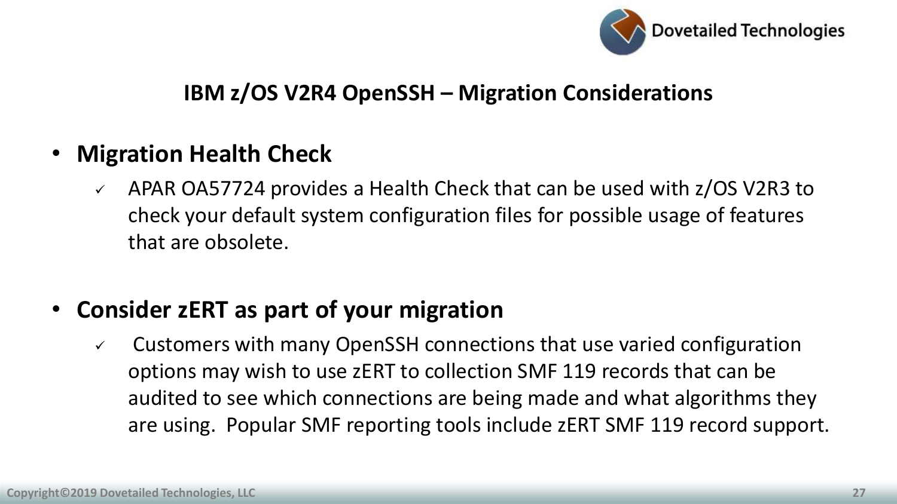## IBM z/OS V2R4 OpenSSH – Migration Considerations

- **Migration Health Check**
  - ✓ APAR OA57724 provides a Health Check that can be used with z/OS V2R3 to check your default system configuration files for possible usage of features that are obsolete.

- **Consider zERT as part of your migration**
  - ✓ Customers with many OpenSSH connections that use varied configuration options may wish to use zERT to collection SMF 119 records that can be audited to see which connections are being made and what algorithms they are using. Popular SMF reporting tools include zERT SMF 119 record support.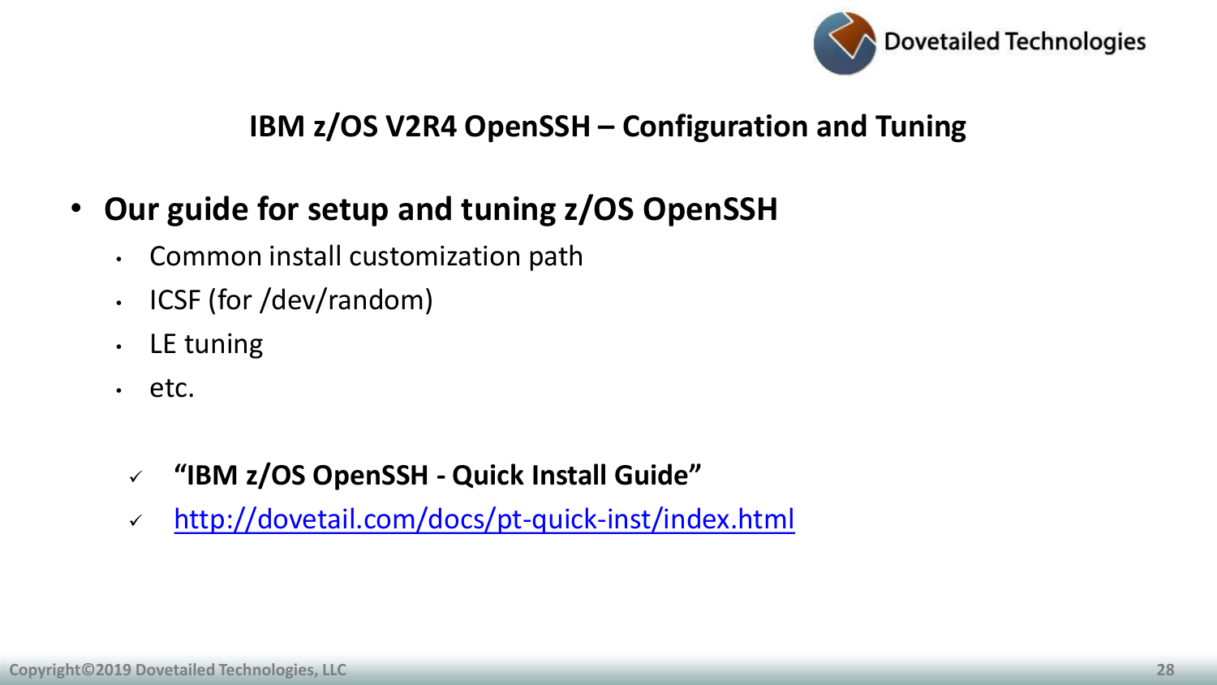## IBM z/OS V2R4 OpenSSH – Configuration and Tuning

- **Our guide for setup and tuning z/OS OpenSSH**
  - Common install customization path
  - ICSF (for /dev/random)
  - LE tuning
  - etc.

  - ✓ **"IBM z/OS OpenSSH - Quick Install Guide"**
  - ✓ [http://dovetail.com/docs/pt-quick-inst/index.html](http://dovetail.com/docs/pt-quick-inst/index.html)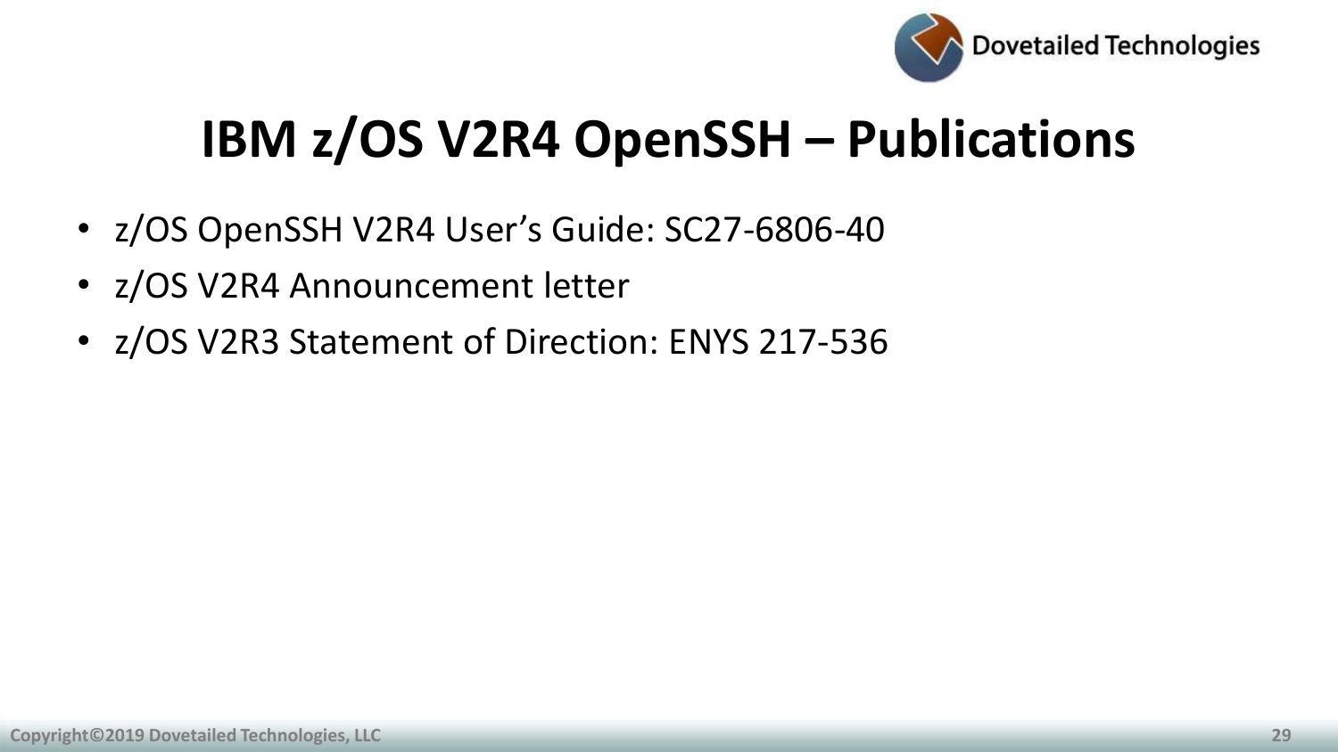# IBM z/OS V2R4 OpenSSH – Publications

- z/OS OpenSSH V2R4 User's Guide: SC27-6806-40
- z/OS V2R4 Announcement letter
- z/OS V2R3 Statement of Direction: ENYS 217-536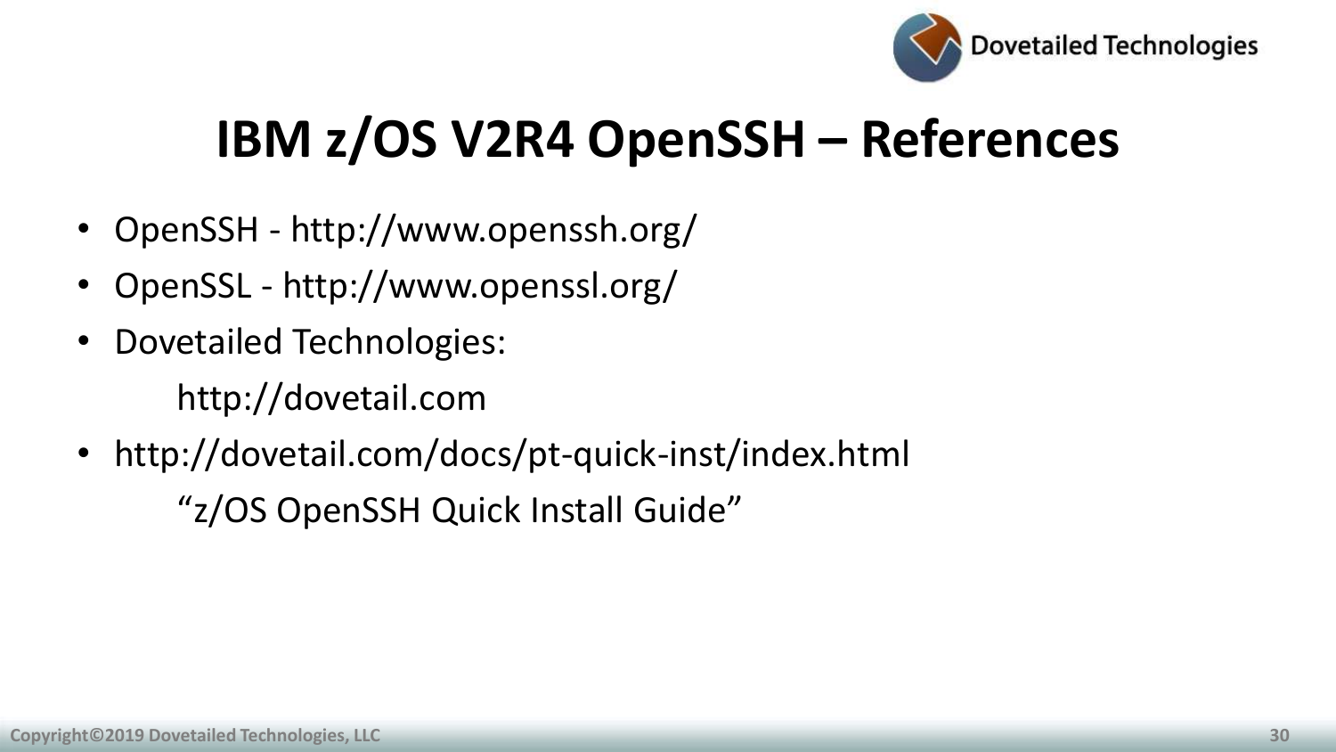# IBM z/OS V2R4 OpenSSH – References

- OpenSSH - http://www.openssh.org/
- OpenSSL - http://www.openssl.org/
- Dovetailed Technologies:

  http://dovetail.com
- http://dovetail.com/docs/pt-quick-inst/index.html

  “z/OS OpenSSH Quick Install Guide”